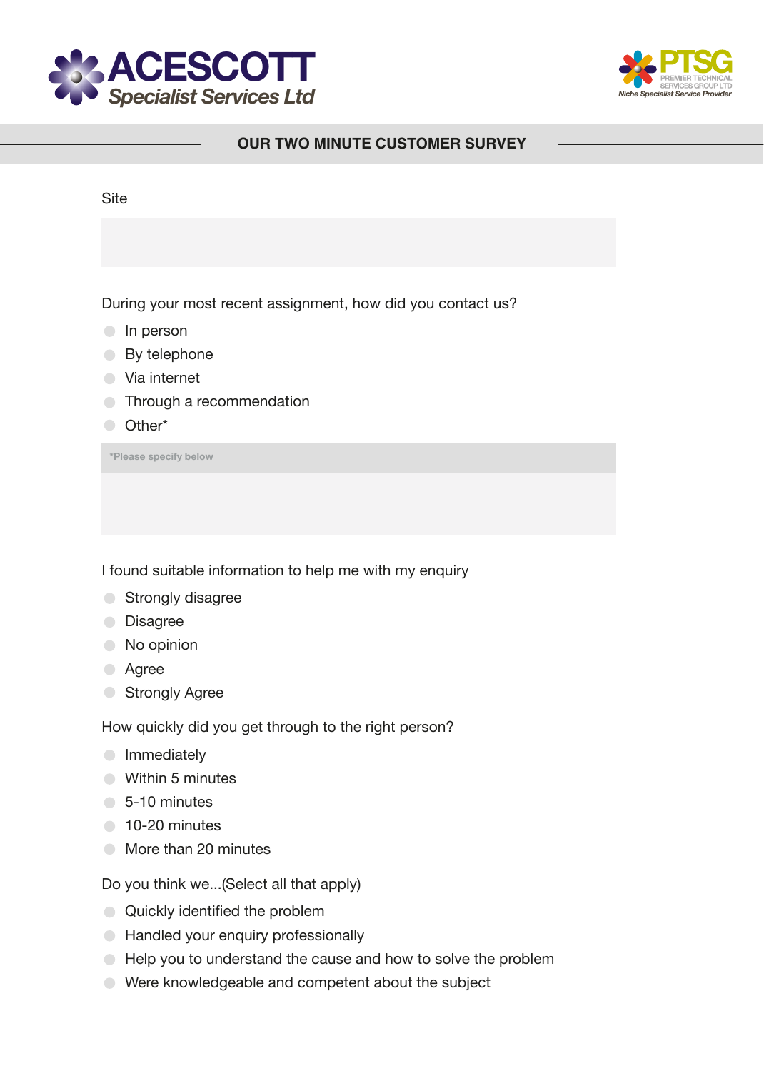ACESCOTT Specialist Services Ltd

PTSG PREMIER TECHNICAL SERVICES GROUP LTD Niche Specialist Service Provider

## OUR TWO MINUTE CUSTOMER SURVEY

Site

During your most recent assignment, how did you contact us?

- In person
- By telephone
- Via internet
- Through a recommendation
- Other*

*Please specify below

I found suitable information to help me with my enquiry

- Strongly disagree
- Disagree
- No opinion
- Agree
- Strongly Agree

How quickly did you get through to the right person?

- Immediately
- Within 5 minutes
- 5-10 minutes
- 10-20 minutes
- More than 20 minutes

Do you think we...(Select all that apply)

- Quickly identified the problem
- Handled your enquiry professionally
- Help you to understand the cause and how to solve the problem
- Were knowledgeable and competent about the subject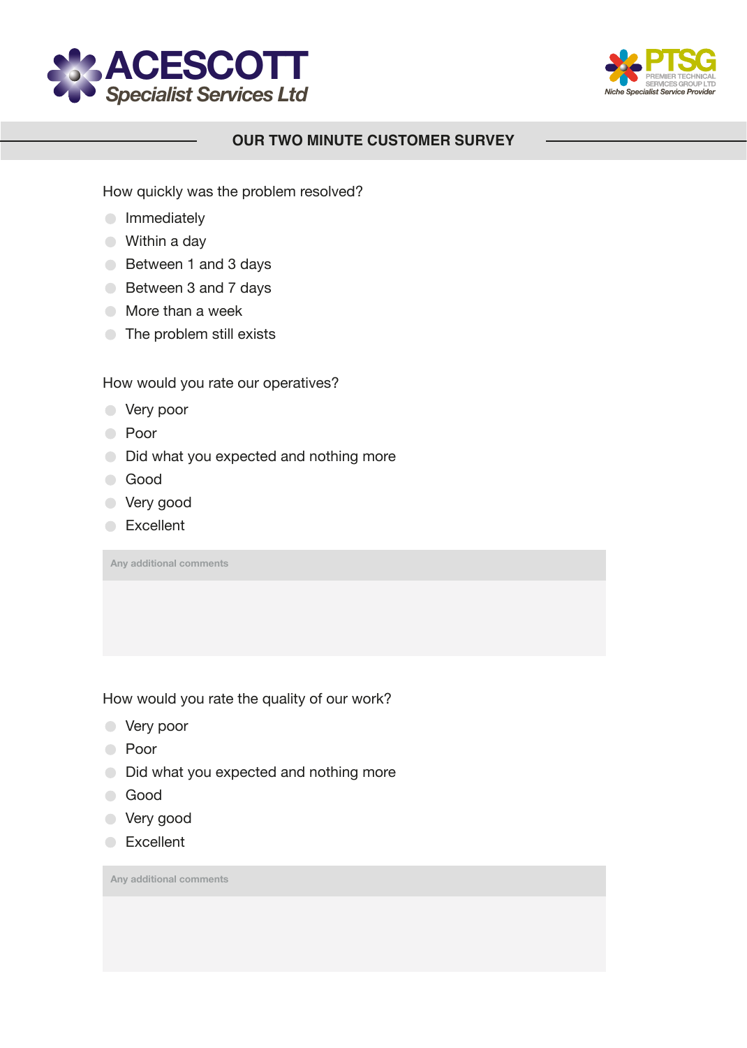ACESCOTT
*Specialist Services Ltd*

PTSG
PREMIER TECHNICAL SERVICES GROUP LTD
*Niche Specialist Service Provider*

## OUR TWO MINUTE CUSTOMER SURVEY

How quickly was the problem resolved?

- Immediately
- Within a day
- Between 1 and 3 days
- Between 3 and 7 days
- More than a week
- The problem still exists

How would you rate our operatives?

- Very poor
- Poor
- Did what you expected and nothing more
- Good
- Very good
- Excellent

Any additional comments

How would you rate the quality of our work?

- Very poor
- Poor
- Did what you expected and nothing more
- Good
- Very good
- Excellent

Any additional comments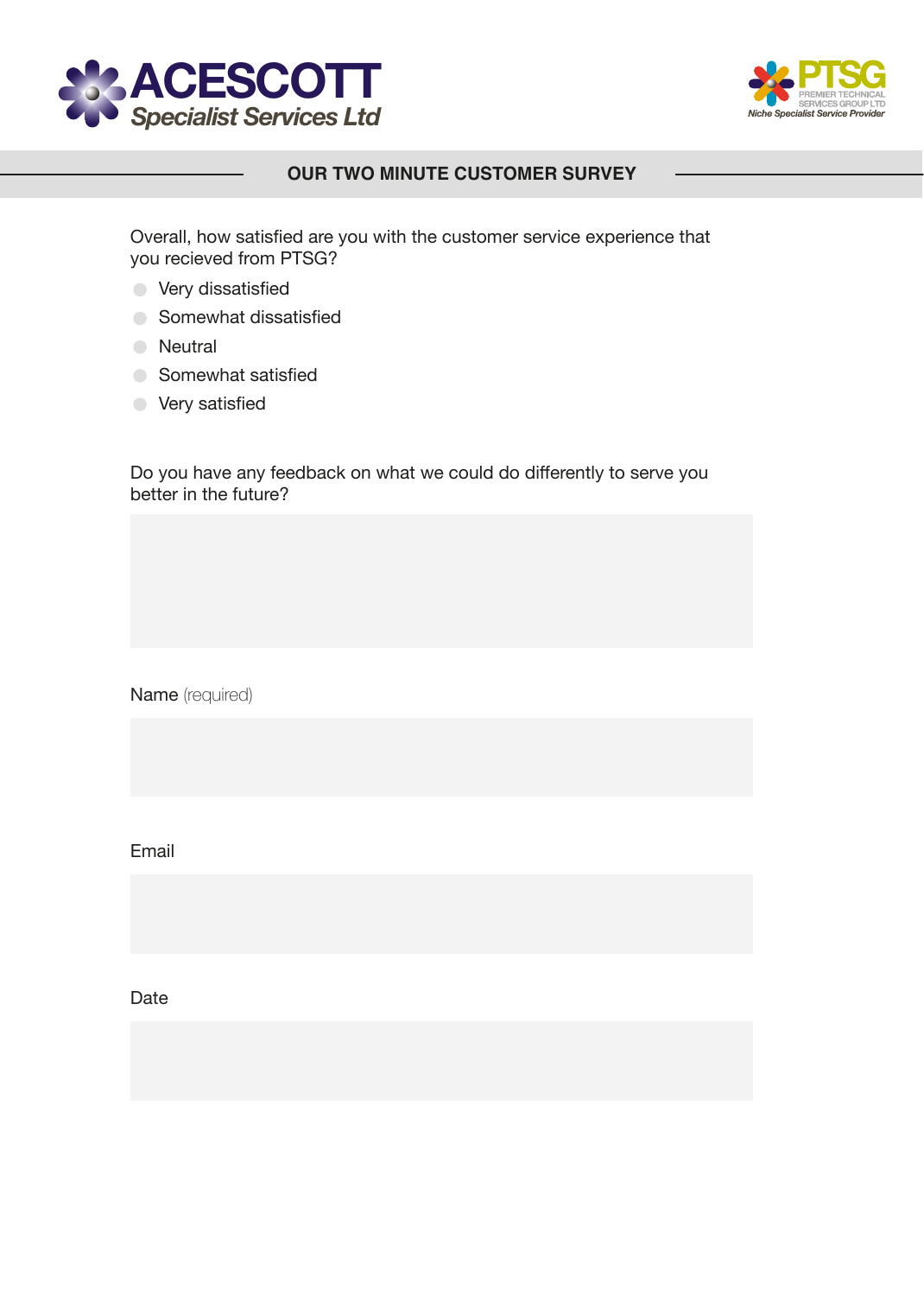ACESCOTT
*Specialist Services Ltd*

PTSG
PREMIER TECHNICAL SERVICES GROUP LTD
*Niche Specialist Service Provider*

## OUR TWO MINUTE CUSTOMER SURVEY

Overall, how satisfied are you with the customer service experience that you recieved from PTSG?

- Very dissatisfied
- Somewhat dissatisfied
- Neutral
- Somewhat satisfied
- Very satisfied

Do you have any feedback on what we could do differently to serve you better in the future?

Name (required)

Email

Date